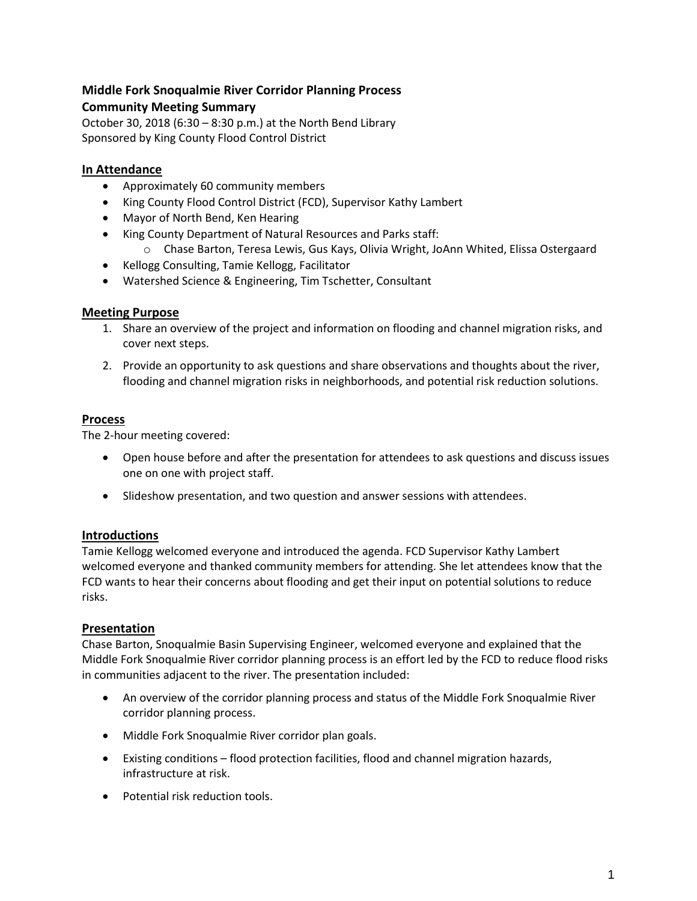# Middle Fork Snoqualmie River Corridor Planning Process

## Community Meeting Summary

October 30, 2018 (6:30 – 8:30 p.m.) at the North Bend Library
Sponsored by King County Flood Control District

### In Attendance

- Approximately 60 community members
- King County Flood Control District (FCD), Supervisor Kathy Lambert
- Mayor of North Bend, Ken Hearing
- King County Department of Natural Resources and Parks staff:
  - Chase Barton, Teresa Lewis, Gus Kays, Olivia Wright, JoAnn Whited, Elissa Ostergaard
- Kellogg Consulting, Tamie Kellogg, Facilitator
- Watershed Science & Engineering, Tim Tschetter, Consultant

### Meeting Purpose

1. Share an overview of the project and information on flooding and channel migration risks, and cover next steps.
2. Provide an opportunity to ask questions and share observations and thoughts about the river, flooding and channel migration risks in neighborhoods, and potential risk reduction solutions.

### Process

The 2-hour meeting covered:

- Open house before and after the presentation for attendees to ask questions and discuss issues one on one with project staff.
- Slideshow presentation, and two question and answer sessions with attendees.

### Introductions

Tamie Kellogg welcomed everyone and introduced the agenda. FCD Supervisor Kathy Lambert welcomed everyone and thanked community members for attending. She let attendees know that the FCD wants to hear their concerns about flooding and get their input on potential solutions to reduce risks.

### Presentation

Chase Barton, Snoqualmie Basin Supervising Engineer, welcomed everyone and explained that the Middle Fork Snoqualmie River corridor planning process is an effort led by the FCD to reduce flood risks in communities adjacent to the river. The presentation included:

- An overview of the corridor planning process and status of the Middle Fork Snoqualmie River corridor planning process.
- Middle Fork Snoqualmie River corridor plan goals.
- Existing conditions – flood protection facilities, flood and channel migration hazards, infrastructure at risk.
- Potential risk reduction tools.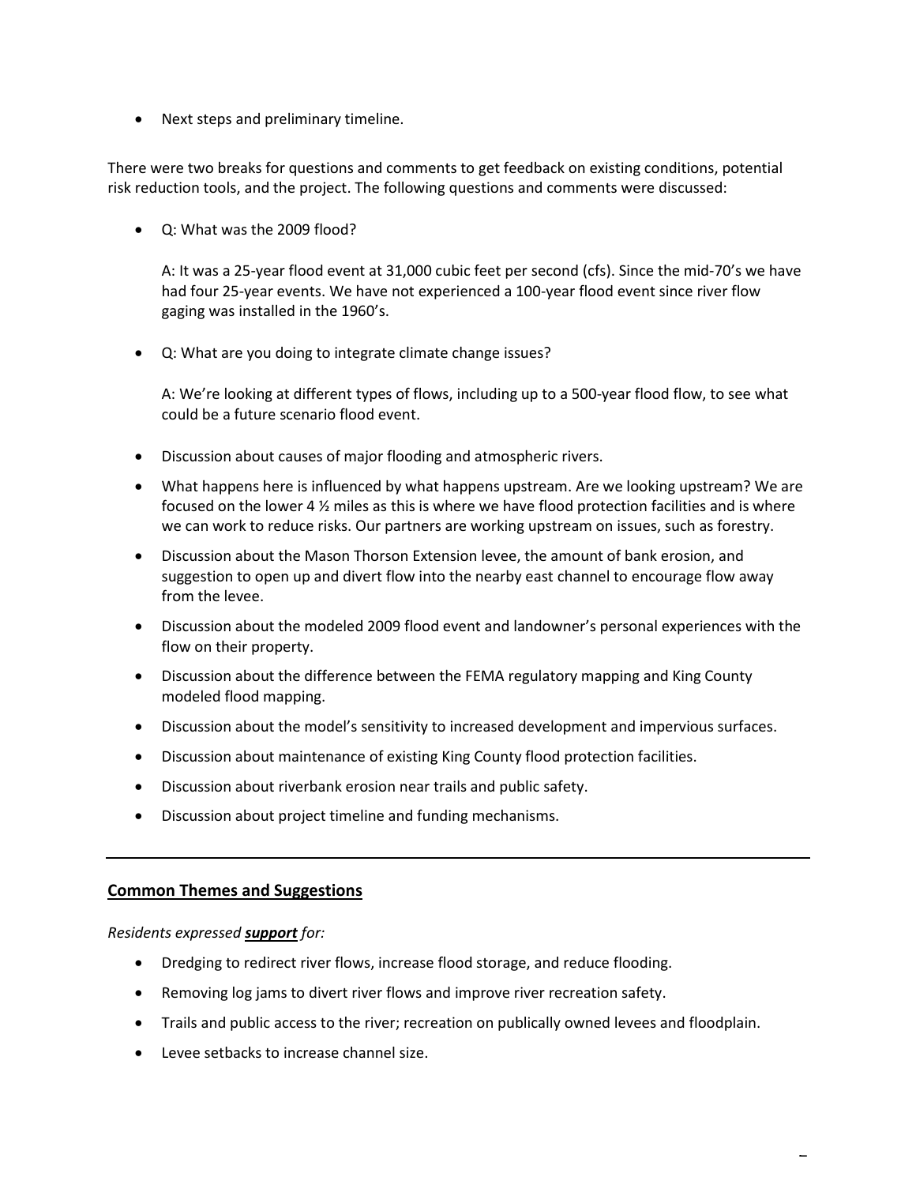- Next steps and preliminary timeline.

There were two breaks for questions and comments to get feedback on existing conditions, potential risk reduction tools, and the project. The following questions and comments were discussed:

- Q: What was the 2009 flood?

  A: It was a 25-year flood event at 31,000 cubic feet per second (cfs). Since the mid-70's we have had four 25-year events. We have not experienced a 100-year flood event since river flow gaging was installed in the 1960's.

- Q: What are you doing to integrate climate change issues?

  A: We're looking at different types of flows, including up to a 500-year flood flow, to see what could be a future scenario flood event.

- Discussion about causes of major flooding and atmospheric rivers.
- What happens here is influenced by what happens upstream. Are we looking upstream? We are focused on the lower 4 ½ miles as this is where we have flood protection facilities and is where we can work to reduce risks. Our partners are working upstream on issues, such as forestry.
- Discussion about the Mason Thorson Extension levee, the amount of bank erosion, and suggestion to open up and divert flow into the nearby east channel to encourage flow away from the levee.
- Discussion about the modeled 2009 flood event and landowner's personal experiences with the flow on their property.
- Discussion about the difference between the FEMA regulatory mapping and King County modeled flood mapping.
- Discussion about the model's sensitivity to increased development and impervious surfaces.
- Discussion about maintenance of existing King County flood protection facilities.
- Discussion about riverbank erosion near trails and public safety.
- Discussion about project timeline and funding mechanisms.

---

## Common Themes and Suggestions

*Residents expressed* ***support*** *for:*

- Dredging to redirect river flows, increase flood storage, and reduce flooding.
- Removing log jams to divert river flows and improve river recreation safety.
- Trails and public access to the river; recreation on publically owned levees and floodplain.
- Levee setbacks to increase channel size.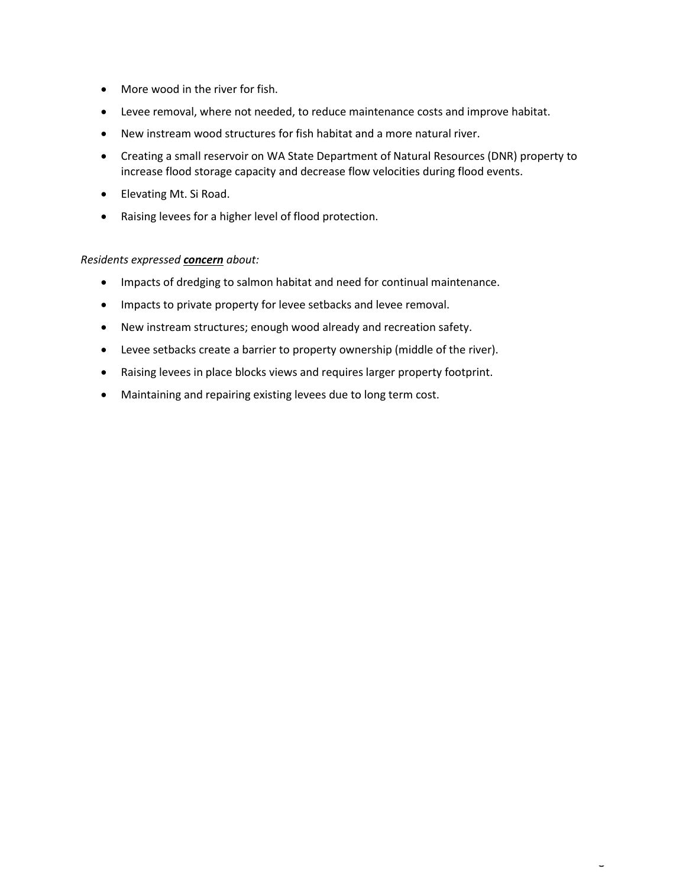- More wood in the river for fish.
- Levee removal, where not needed, to reduce maintenance costs and improve habitat.
- New instream wood structures for fish habitat and a more natural river.
- Creating a small reservoir on WA State Department of Natural Resources (DNR) property to increase flood storage capacity and decrease flow velocities during flood events.
- Elevating Mt. Si Road.
- Raising levees for a higher level of flood protection.

*Residents expressed* ***<u>concern</u>*** *about:*

- Impacts of dredging to salmon habitat and need for continual maintenance.
- Impacts to private property for levee setbacks and levee removal.
- New instream structures; enough wood already and recreation safety.
- Levee setbacks create a barrier to property ownership (middle of the river).
- Raising levees in place blocks views and requires larger property footprint.
- Maintaining and repairing existing levees due to long term cost.